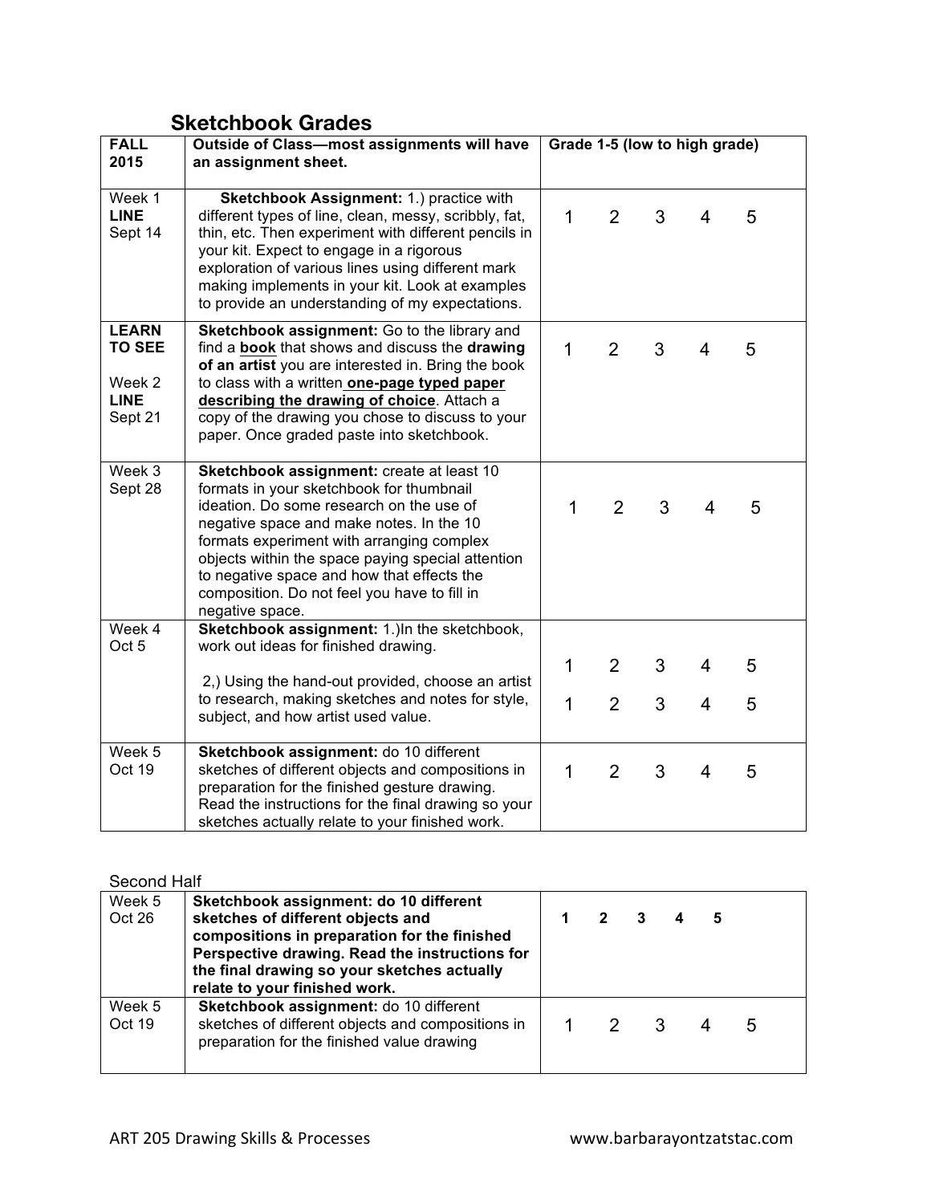## Sketchbook Grades

| FALL 2015 | Outside of Class—most assignments will have an assignment sheet. | Grade 1-5 (low to high grade) |
|---|---|---|
| Week 1 **LINE** Sept 14 | **Sketchbook Assignment:** 1.) practice with different types of line, clean, messy, scribbly, fat, thin, etc. Then experiment with different pencils in your kit. Expect to engage in a rigorous exploration of various lines using different mark making implements in your kit. Look at examples to provide an understanding of my expectations. | 1 2 3 4 5 |
| **LEARN TO SEE** Week 2 **LINE** Sept 21 | **Sketchbook assignment:** Go to the library and find a **book** that shows and discuss the **drawing of an artist** you are interested in. Bring the book to class with a written **one-page typed paper describing the drawing of choice**. Attach a copy of the drawing you chose to discuss to your paper. Once graded paste into sketchbook. | 1 2 3 4 5 |
| Week 3 Sept 28 | **Sketchbook assignment:** create at least 10 formats in your sketchbook for thumbnail ideation. Do some research on the use of negative space and make notes. In the 10 formats experiment with arranging complex objects within the space paying special attention to negative space and how that effects the composition. Do not feel you have to fill in negative space. | 1 2 3 4 5 |
| Week 4 Oct 5 | **Sketchbook assignment:** 1.)In the sketchbook, work out ideas for finished drawing.<br><br>2,) Using the hand-out provided, choose an artist to research, making sketches and notes for style, subject, and how artist used value. | 1 2 3 4 5<br><br>1 2 3 4 5 |
| Week 5 Oct 19 | **Sketchbook assignment:** do 10 different sketches of different objects and compositions in preparation for the finished gesture drawing. Read the instructions for the final drawing so your sketches actually relate to your finished work. | 1 2 3 4 5 |

Second Half

| | | |
|---|---|---|
| Week 5 Oct 26 | **Sketchbook assignment: do 10 different sketches of different objects and compositions in preparation for the finished Perspective drawing. Read the instructions for the final drawing so your sketches actually relate to your finished work.** | **1 2 3 4 5** |
| Week 5 Oct 19 | **Sketchbook assignment:** do 10 different sketches of different objects and compositions in preparation for the finished value drawing | 1 2 3 4 5 |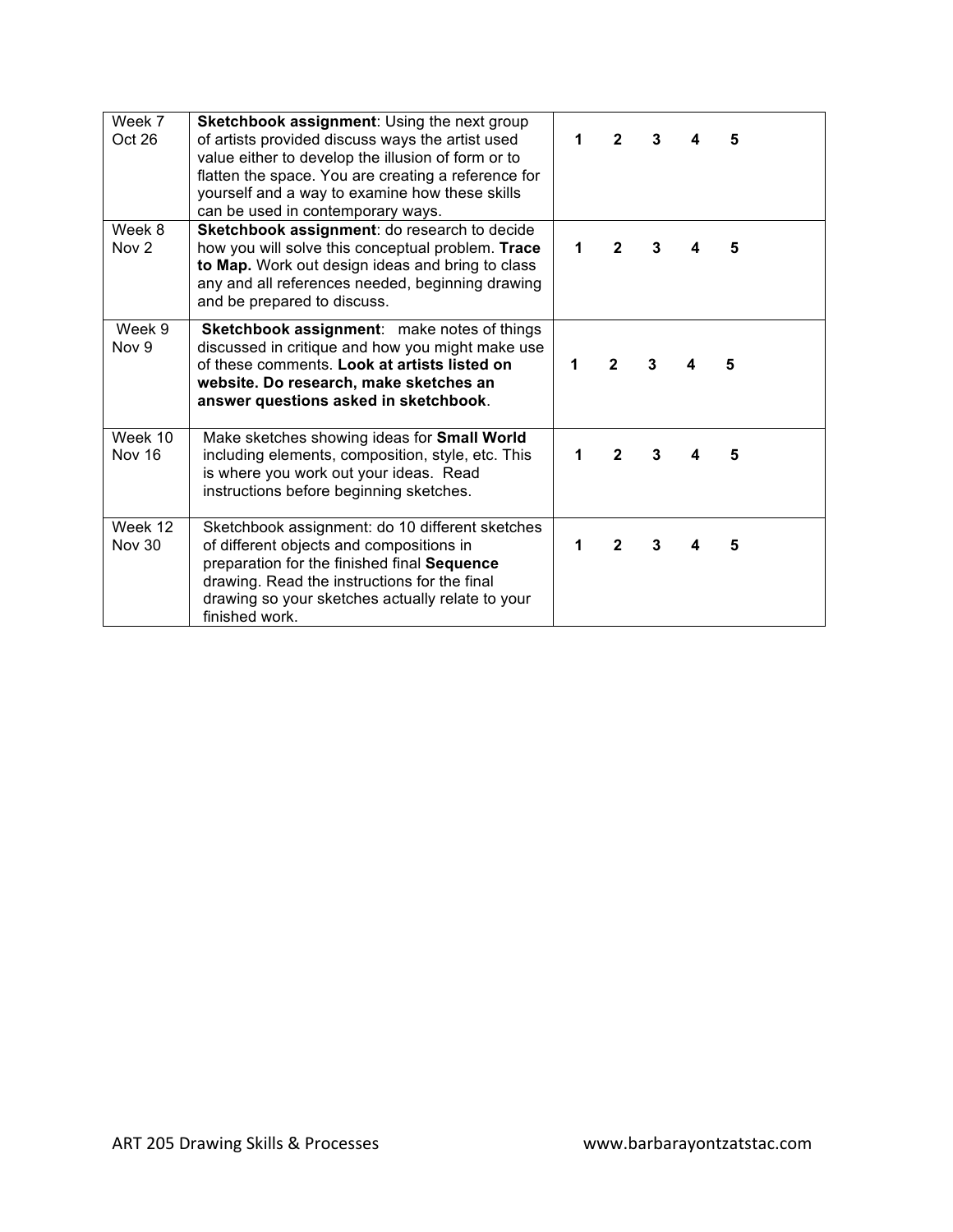| | | |
|---|---|---|
| Week 7 Oct 26 | **Sketchbook assignment**: Using the next group of artists provided discuss ways the artist used value either to develop the illusion of form or to flatten the space. You are creating a reference for yourself and a way to examine how these skills can be used in contemporary ways. | **1 2 3 4 5** |
| Week 8 Nov 2 | **Sketchbook assignment**: do research to decide how you will solve this conceptual problem. **Trace to Map.** Work out design ideas and bring to class any and all references needed, beginning drawing and be prepared to discuss. | **1 2 3 4 5** |
| Week 9 Nov 9 | **Sketchbook assignment**: make notes of things discussed in critique and how you might make use of these comments. **Look at artists listed on website. Do research, make sketches an answer questions asked in sketchbook**. | **1 2 3 4 5** |
| Week 10 Nov 16 | Make sketches showing ideas for **Small World** including elements, composition, style, etc. This is where you work out your ideas. Read instructions before beginning sketches. | **1 2 3 4 5** |
| Week 12 Nov 30 | Sketchbook assignment: do 10 different sketches of different objects and compositions in preparation for the finished final **Sequence** drawing. Read the instructions for the final drawing so your sketches actually relate to your finished work. | **1 2 3 4 5** |